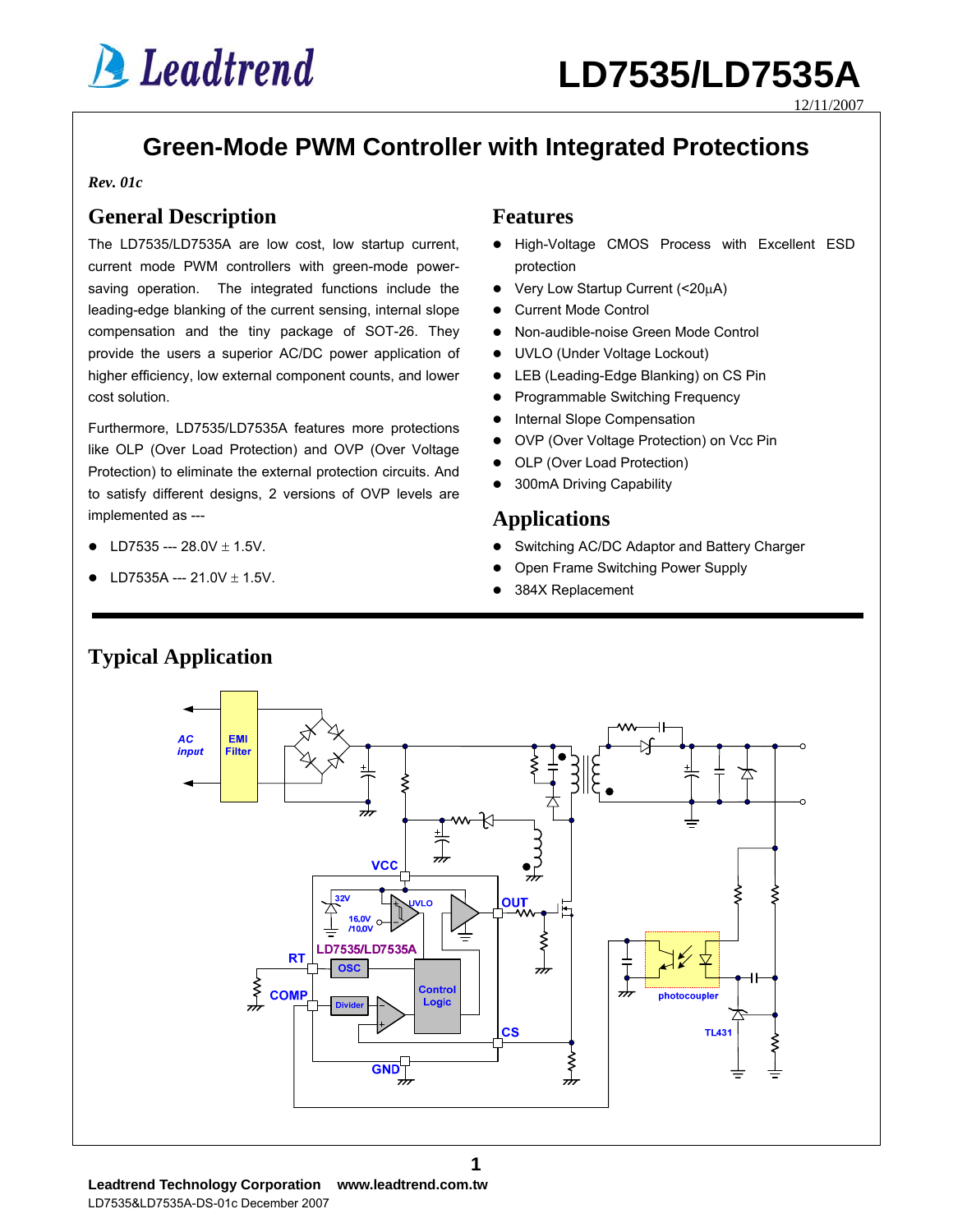# LD7535/LD7535A

12/11/2007

## Green-Mode PWM Controller with Integrated Protections

*Rev. 01c*

## General Description

The LD7535/LD7535A are low cost, low startup current, current mode PWM controllers with green-mode power-saving operation. The integrated functions include the leading-edge blanking of the current sensing, internal slope compensation and the tiny package of SOT-26. They provide the users a superior AC/DC power application of higher efficiency, low external component counts, and lower cost solution.

Furthermore, LD7535/LD7535A features more protections like OLP (Over Load Protection) and OVP (Over Voltage Protection) to eliminate the external protection circuits. And to satisfy different designs, 2 versions of OVP levels are implemented as ---

- LD7535 --- 28.0V ± 1.5V.
- LD7535A --- 21.0V ± 1.5V.

## Features

- High-Voltage CMOS Process with Excellent ESD protection
- Very Low Startup Current (<20μA)
- Current Mode Control
- Non-audible-noise Green Mode Control
- UVLO (Under Voltage Lockout)
- LEB (Leading-Edge Blanking) on CS Pin
- Programmable Switching Frequency
- Internal Slope Compensation
- OVP (Over Voltage Protection) on Vcc Pin
- OLP (Over Load Protection)
- 300mA Driving Capability

## Applications

- Switching AC/DC Adaptor and Battery Charger
- Open Frame Switching Power Supply
- 384X Replacement

## Typical Application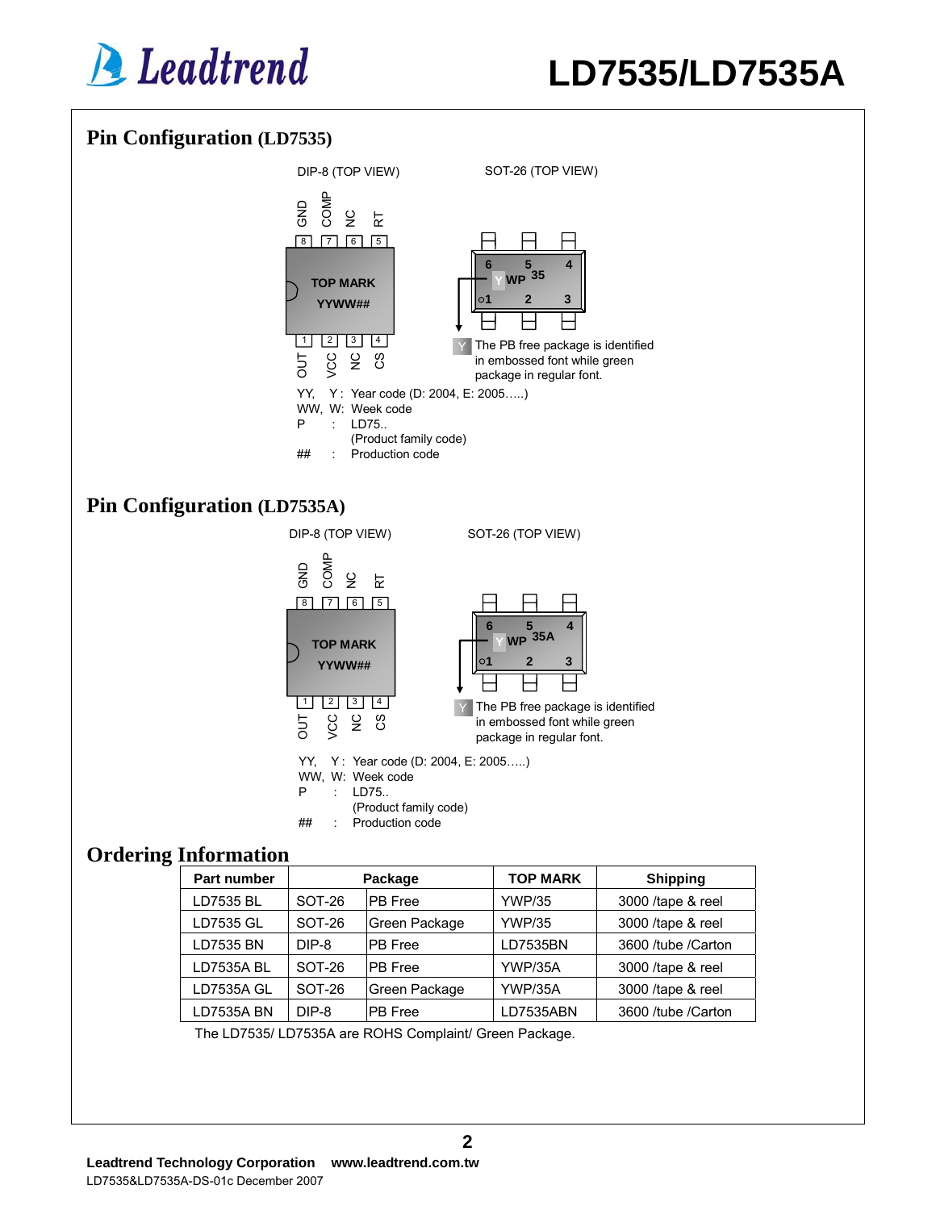## Pin Configuration (LD7535)

DIP-8 (TOP VIEW)

GND COMP NC RT
8 7 6 5

TOP MARK
YYWW##

1 2 3 4
OUT VCC NC CS

SOT-26 (TOP VIEW)

6 5 4
Y WP 35
1 2 3

Y The PB free package is identified in embossed font while green package in regular font.

YY, Y : Year code (D: 2004, E: 2005…..)
WW, W: Week code
P : LD75..
(Product family code)
## : Production code

## Pin Configuration (LD7535A)

DIP-8 (TOP VIEW)

GND COMP NC RT
8 7 6 5

TOP MARK
YYWW##

1 2 3 4
OUT VCC NC CS

SOT-26 (TOP VIEW)

6 5 4
Y WP 35A
1 2 3

Y The PB free package is identified in embossed font while green package in regular font.

YY, Y : Year code (D: 2004, E: 2005…..)
WW, W: Week code
P : LD75..
(Product family code)
## : Production code

## Ordering Information

| Part number | Package | | TOP MARK | Shipping |
|---|---|---|---|---|
| LD7535 BL | SOT-26 | PB Free | YWP/35 | 3000 /tape & reel |
| LD7535 GL | SOT-26 | Green Package | YWP/35 | 3000 /tape & reel |
| LD7535 BN | DIP-8 | PB Free | LD7535BN | 3600 /tube /Carton |
| LD7535A BL | SOT-26 | PB Free | YWP/35A | 3000 /tape & reel |
| LD7535A GL | SOT-26 | Green Package | YWP/35A | 3000 /tape & reel |
| LD7535A BN | DIP-8 | PB Free | LD7535ABN | 3600 /tube /Carton |

The LD7535/ LD7535A are ROHS Complaint/ Green Package.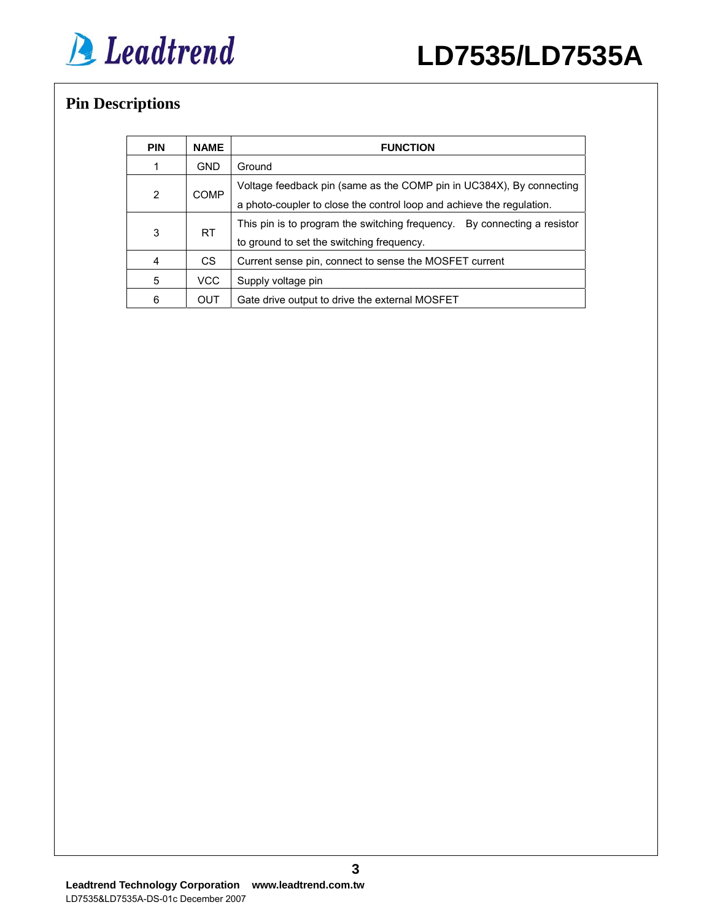## Pin Descriptions

| PIN | NAME | FUNCTION |
|---|---|---|
| 1 | GND | Ground |
| 2 | COMP | Voltage feedback pin (same as the COMP pin in UC384X), By connecting a photo-coupler to close the control loop and achieve the regulation. |
| 3 | RT | This pin is to program the switching frequency. By connecting a resistor to ground to set the switching frequency. |
| 4 | CS | Current sense pin, connect to sense the MOSFET current |
| 5 | VCC | Supply voltage pin |
| 6 | OUT | Gate drive output to drive the external MOSFET |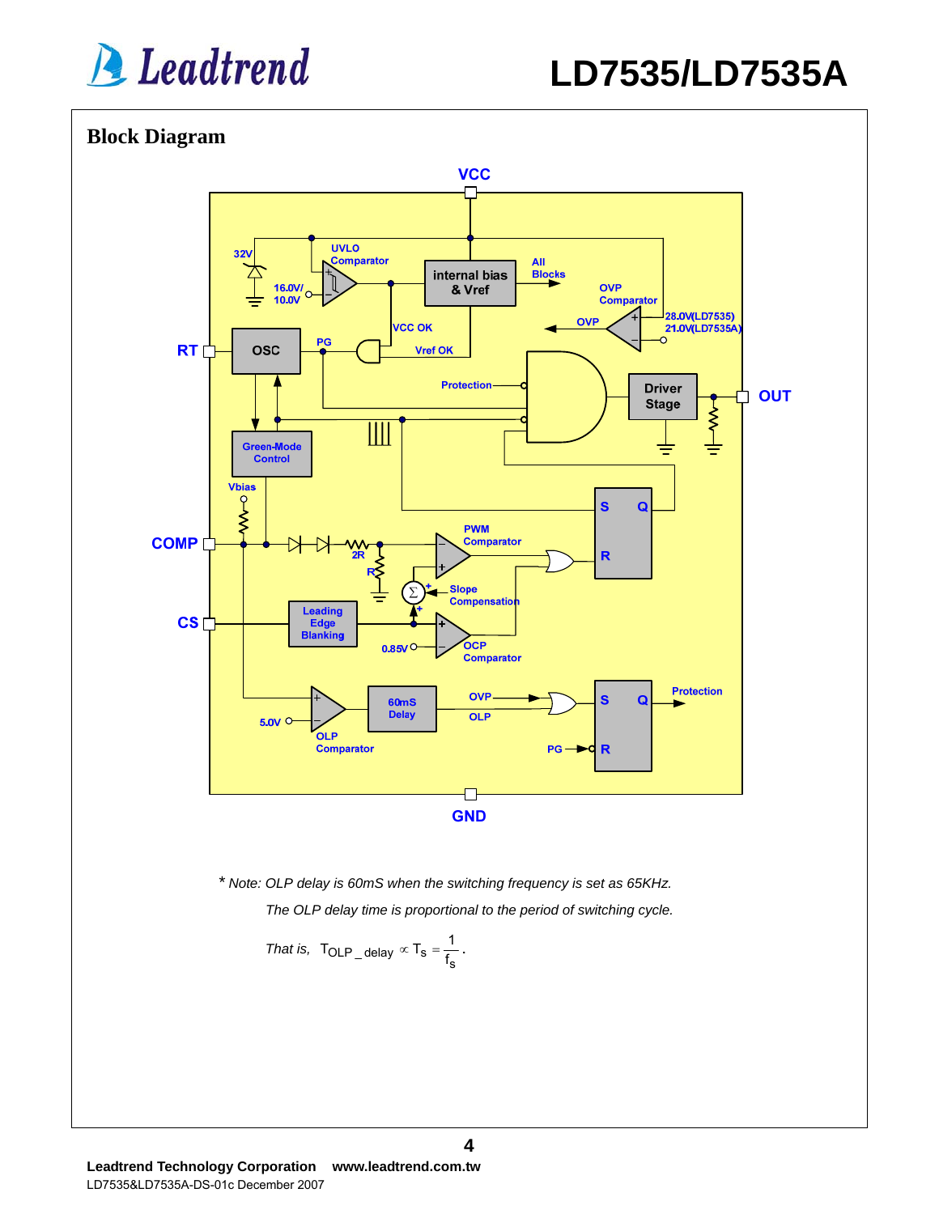## Block Diagram

\* *Note: OLP delay is 60mS when the switching frequency is set as 65KHz.*

*The OLP delay time is proportional to the period of switching cycle.*

*That is,* $T_{OLP\_delay} \propto T_S = \frac{1}{f_S}$.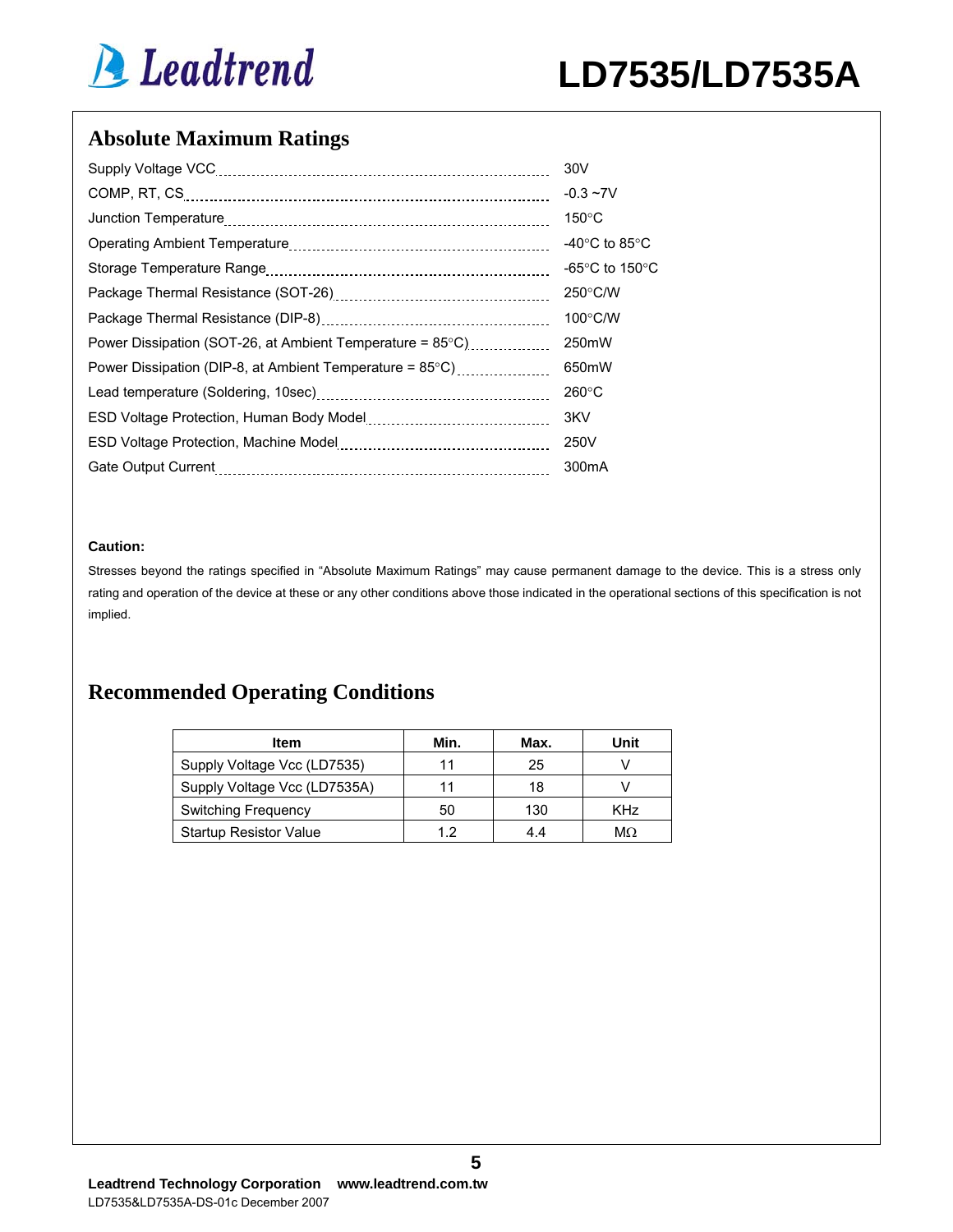## Absolute Maximum Ratings

| Parameter | Rating |
|---|---|
| Supply Voltage VCC | 30V |
| COMP, RT, CS | -0.3 ~7V |
| Junction Temperature | 150°C |
| Operating Ambient Temperature | -40°C to 85°C |
| Storage Temperature Range | -65°C to 150°C |
| Package Thermal Resistance (SOT-26) | 250°C/W |
| Package Thermal Resistance (DIP-8) | 100°C/W |
| Power Dissipation (SOT-26, at Ambient Temperature = 85°C) | 250mW |
| Power Dissipation (DIP-8, at Ambient Temperature = 85°C) | 650mW |
| Lead temperature (Soldering, 10sec) | 260°C |
| ESD Voltage Protection, Human Body Model | 3KV |
| ESD Voltage Protection, Machine Model | 250V |
| Gate Output Current | 300mA |

**Caution:**

Stresses beyond the ratings specified in "Absolute Maximum Ratings" may cause permanent damage to the device. This is a stress only rating and operation of the device at these or any other conditions above those indicated in the operational sections of this specification is not implied.

## Recommended Operating Conditions

| Item | Min. | Max. | Unit |
|---|---|---|---|
| Supply Voltage Vcc (LD7535) | 11 | 25 | V |
| Supply Voltage Vcc (LD7535A) | 11 | 18 | V |
| Switching Frequency | 50 | 130 | KHz |
| Startup Resistor Value | 1.2 | 4.4 | MΩ |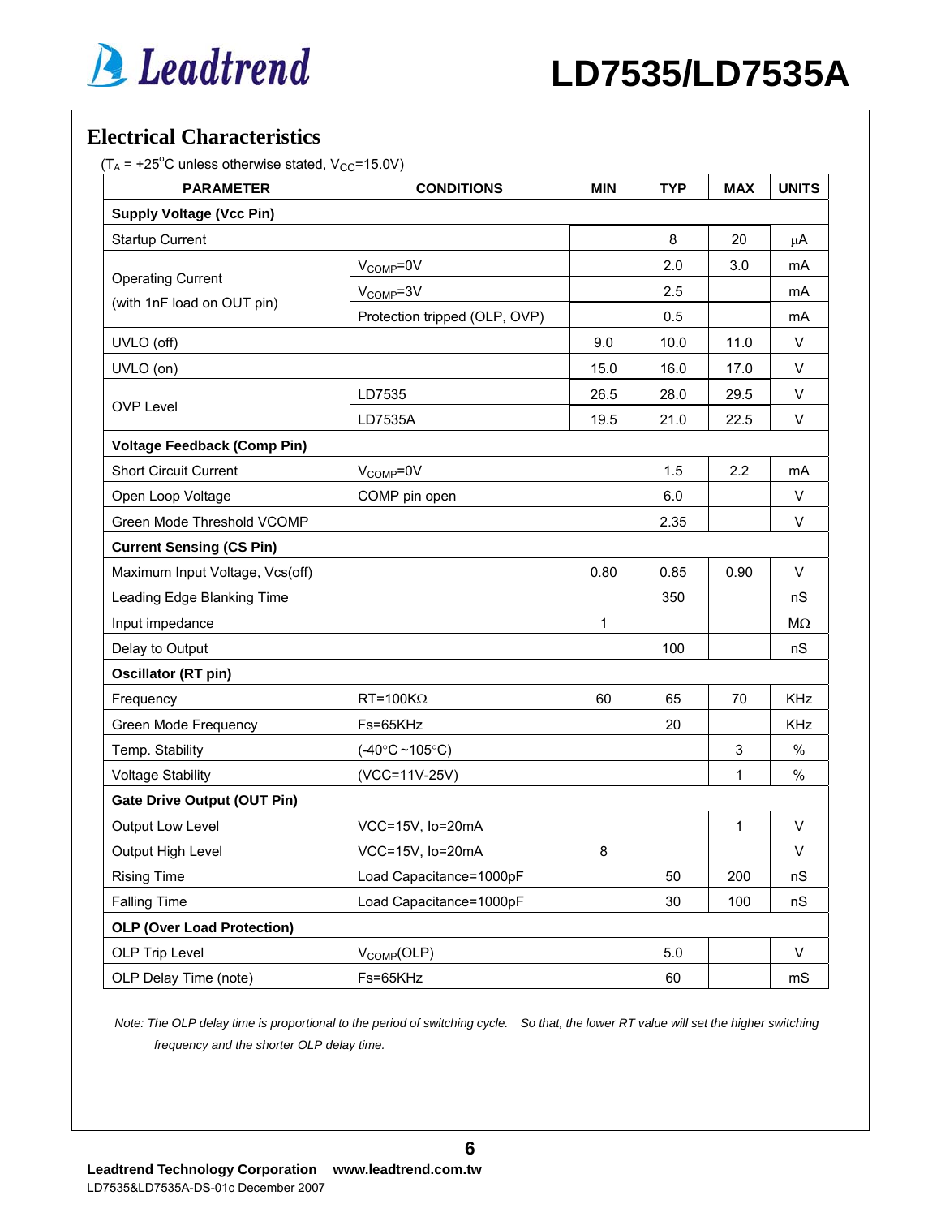## Electrical Characteristics

($T_A$ = +25°C unless otherwise stated, $V_{CC}$=15.0V)

| PARAMETER | CONDITIONS | MIN | TYP | MAX | UNITS |
|---|---|---|---|---|---|
| **Supply Voltage (Vcc Pin)** | | | | | |
| Startup Current | | | 8 | 20 | μA |
| Operating Current (with 1nF load on OUT pin) | $V_{COMP}$=0V | | 2.0 | 3.0 | mA |
| | $V_{COMP}$=3V | | 2.5 | | mA |
| | Protection tripped (OLP, OVP) | | 0.5 | | mA |
| UVLO (off) | | 9.0 | 10.0 | 11.0 | V |
| UVLO (on) | | 15.0 | 16.0 | 17.0 | V |
| OVP Level | LD7535 | 26.5 | 28.0 | 29.5 | V |
| | LD7535A | 19.5 | 21.0 | 22.5 | V |
| **Voltage Feedback (Comp Pin)** | | | | | |
| Short Circuit Current | $V_{COMP}$=0V | | 1.5 | 2.2 | mA |
| Open Loop Voltage | COMP pin open | | 6.0 | | V |
| Green Mode Threshold VCOMP | | | 2.35 | | V |
| **Current Sensing (CS Pin)** | | | | | |
| Maximum Input Voltage, Vcs(off) | | 0.80 | 0.85 | 0.90 | V |
| Leading Edge Blanking Time | | | 350 | | nS |
| Input impedance | | 1 | | | MΩ |
| Delay to Output | | | 100 | | nS |
| **Oscillator (RT pin)** | | | | | |
| Frequency | RT=100KΩ | 60 | 65 | 70 | KHz |
| Green Mode Frequency | Fs=65KHz | | 20 | | KHz |
| Temp. Stability | (-40°C ~105°C) | | | 3 | % |
| Voltage Stability | (VCC=11V-25V) | | | 1 | % |
| **Gate Drive Output (OUT Pin)** | | | | | |
| Output Low Level | VCC=15V, Io=20mA | | | 1 | V |
| Output High Level | VCC=15V, Io=20mA | 8 | | | V |
| Rising Time | Load Capacitance=1000pF | | 50 | 200 | nS |
| Falling Time | Load Capacitance=1000pF | | 30 | 100 | nS |
| **OLP (Over Load Protection)** | | | | | |
| OLP Trip Level | $V_{COMP}$(OLP) | | 5.0 | | V |
| OLP Delay Time (note) | Fs=65KHz | | 60 | | mS |

*Note: The OLP delay time is proportional to the period of switching cycle. So that, the lower RT value will set the higher switching frequency and the shorter OLP delay time.*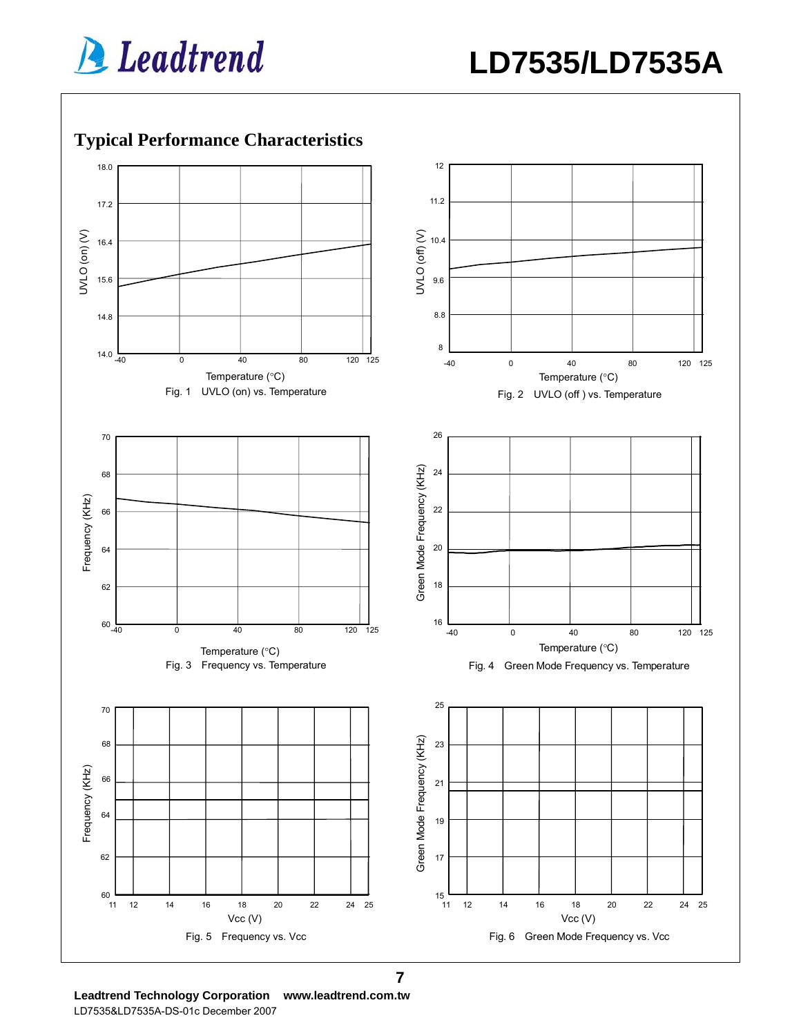## Typical Performance Characteristics

Fig. 1 UVLO (on) vs. Temperature

Fig. 2 UVLO (off ) vs. Temperature

Fig. 3 Frequency vs. Temperature

Fig. 4 Green Mode Frequency vs. Temperature

Fig. 5 Frequency vs. Vcc

Fig. 6 Green Mode Frequency vs. Vcc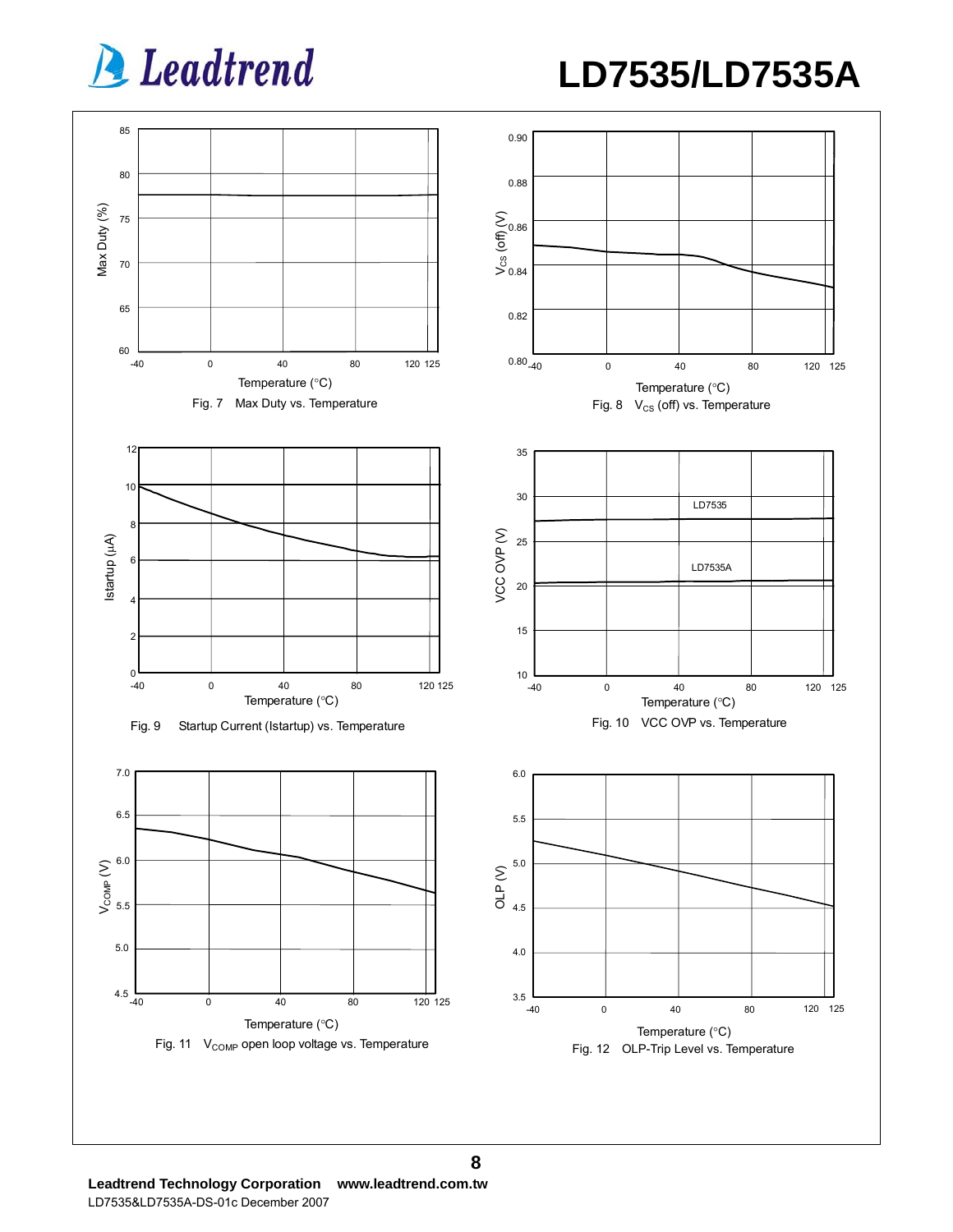Fig. 7 Max Duty vs. Temperature

Fig. 8 $V_{CS}$ (off) vs. Temperature

Fig. 9 Startup Current (Istartup) vs. Temperature

Fig. 10 VCC OVP vs. Temperature

Fig. 11 $V_{COMP}$ open loop voltage vs. Temperature

Fig. 12 OLP-Trip Level vs. Temperature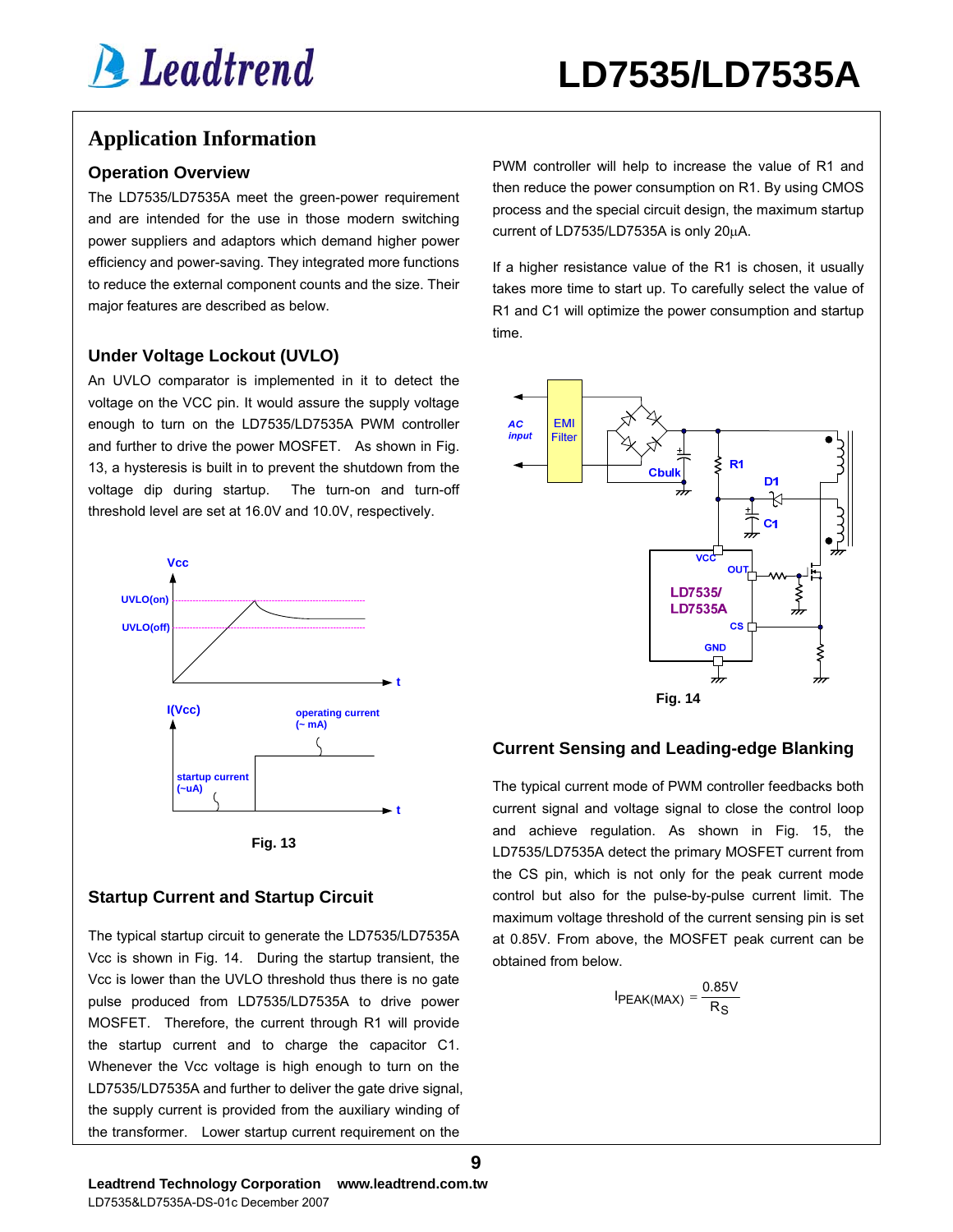## Application Information

### Operation Overview

The LD7535/LD7535A meet the green-power requirement and are intended for the use in those modern switching power suppliers and adaptors which demand higher power efficiency and power-saving. They integrated more functions to reduce the external component counts and the size. Their major features are described as below.

### Under Voltage Lockout (UVLO)

An UVLO comparator is implemented in it to detect the voltage on the VCC pin. It would assure the supply voltage enough to turn on the LD7535/LD7535A PWM controller and further to drive the power MOSFET. As shown in Fig. 13, a hysteresis is built in to prevent the shutdown from the voltage dip during startup. The turn-on and turn-off threshold level are set at 16.0V and 10.0V, respectively.

Fig. 13

### Startup Current and Startup Circuit

The typical startup circuit to generate the LD7535/LD7535A Vcc is shown in Fig. 14. During the startup transient, the Vcc is lower than the UVLO threshold thus there is no gate pulse produced from LD7535/LD7535A to drive power MOSFET. Therefore, the current through R1 will provide the startup current and to charge the capacitor C1. Whenever the Vcc voltage is high enough to turn on the LD7535/LD7535A and further to deliver the gate drive signal, the supply current is provided from the auxiliary winding of the transformer. Lower startup current requirement on the PWM controller will help to increase the value of R1 and then reduce the power consumption on R1. By using CMOS process and the special circuit design, the maximum startup current of LD7535/LD7535A is only 20μA.

If a higher resistance value of the R1 is chosen, it usually takes more time to start up. To carefully select the value of R1 and C1 will optimize the power consumption and startup time.

Fig. 14

### Current Sensing and Leading-edge Blanking

The typical current mode of PWM controller feedbacks both current signal and voltage signal to close the control loop and achieve regulation. As shown in Fig. 15, the LD7535/LD7535A detect the primary MOSFET current from the CS pin, which is not only for the peak current mode control but also for the pulse-by-pulse current limit. The maximum voltage threshold of the current sensing pin is set at 0.85V. From above, the MOSFET peak current can be obtained from below.

$$I_{PEAK(MAX)} = \frac{0.85V}{R_S}$$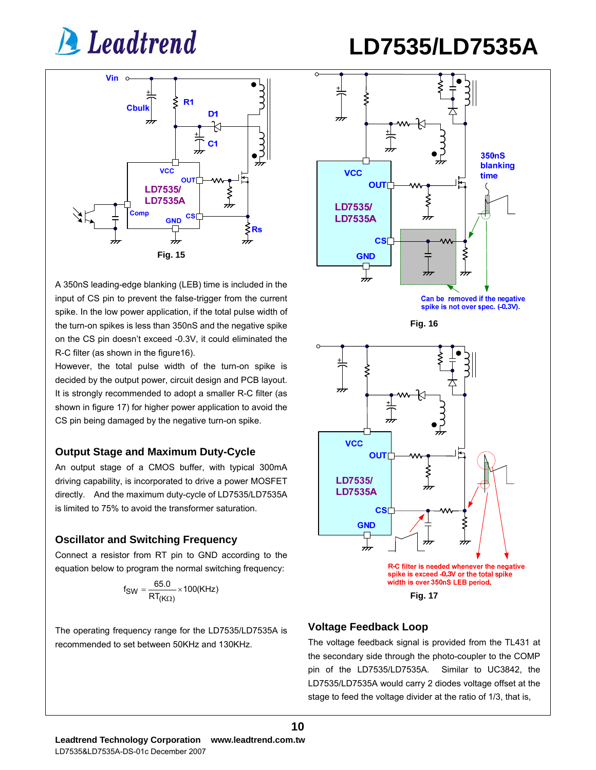Fig. 15

A 350nS leading-edge blanking (LEB) time is included in the input of CS pin to prevent the false-trigger from the current spike. In the low power application, if the total pulse width of the turn-on spikes is less than 350nS and the negative spike on the CS pin doesn't exceed -0.3V, it could eliminated the R-C filter (as shown in the figure16).

However, the total pulse width of the turn-on spike is decided by the output power, circuit design and PCB layout. It is strongly recommended to adopt a smaller R-C filter (as shown in figure 17) for higher power application to avoid the CS pin being damaged by the negative turn-on spike.

## Output Stage and Maximum Duty-Cycle

An output stage of a CMOS buffer, with typical 300mA driving capability, is incorporated to drive a power MOSFET directly. And the maximum duty-cycle of LD7535/LD7535A is limited to 75% to avoid the transformer saturation.

## Oscillator and Switching Frequency

Connect a resistor from RT pin to GND according to the equation below to program the normal switching frequency:

$$f_{SW} = \frac{65.0}{RT_{(K\Omega)}} \times 100(\text{KHz})$$

The operating frequency range for the LD7535/LD7535A is recommended to set between 50KHz and 130KHz.

Fig. 16

Fig. 17

## Voltage Feedback Loop

The voltage feedback signal is provided from the TL431 at the secondary side through the photo-coupler to the COMP pin of the LD7535/LD7535A. Similar to UC3842, the LD7535/LD7535A would carry 2 diodes voltage offset at the stage to feed the voltage divider at the ratio of 1/3, that is,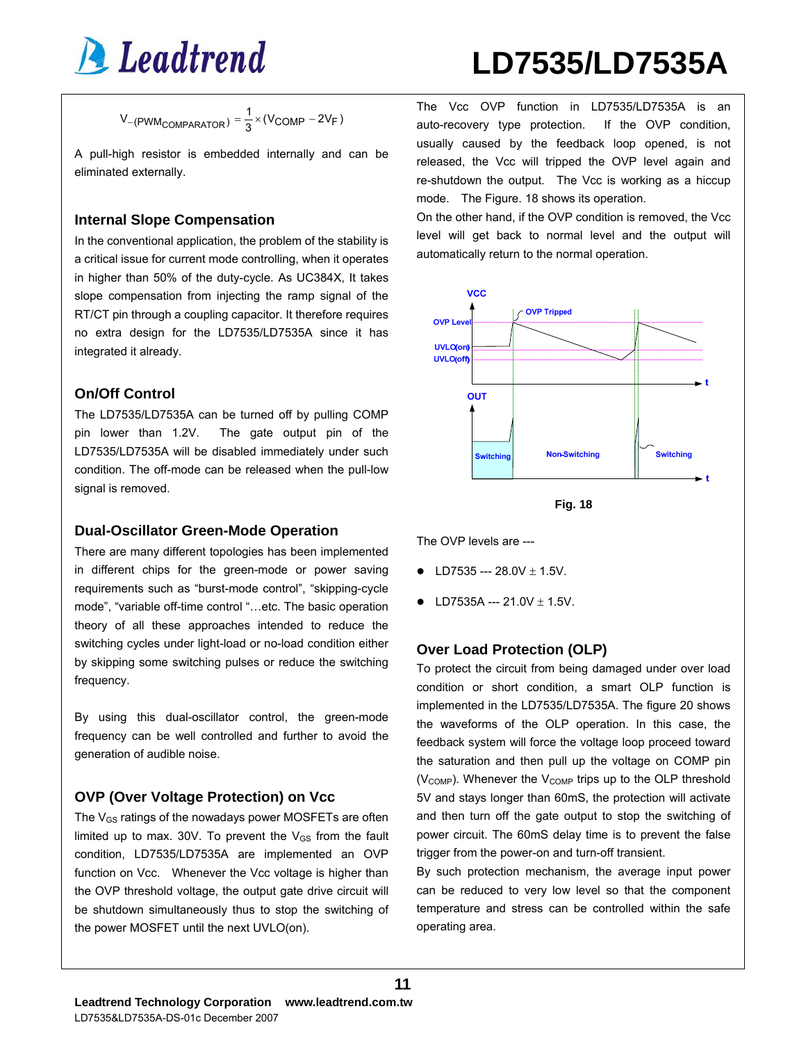$$V_{-(PWM_{COMPARATOR})} = \frac{1}{3} \times (V_{COMP} - 2V_F)$$

A pull-high resistor is embedded internally and can be eliminated externally.

## Internal Slope Compensation

In the conventional application, the problem of the stability is a critical issue for current mode controlling, when it operates in higher than 50% of the duty-cycle. As UC384X, It takes slope compensation from injecting the ramp signal of the RT/CT pin through a coupling capacitor. It therefore requires no extra design for the LD7535/LD7535A since it has integrated it already.

## On/Off Control

The LD7535/LD7535A can be turned off by pulling COMP pin lower than 1.2V. The gate output pin of the LD7535/LD7535A will be disabled immediately under such condition. The off-mode can be released when the pull-low signal is removed.

## Dual-Oscillator Green-Mode Operation

There are many different topologies has been implemented in different chips for the green-mode or power saving requirements such as "burst-mode control", "skipping-cycle mode", "variable off-time control "…etc. The basic operation theory of all these approaches intended to reduce the switching cycles under light-load or no-load condition either by skipping some switching pulses or reduce the switching frequency.

By using this dual-oscillator control, the green-mode frequency can be well controlled and further to avoid the generation of audible noise.

## OVP (Over Voltage Protection) on Vcc

The $V_{GS}$ ratings of the nowadays power MOSFETs are often limited up to max. 30V. To prevent the $V_{GS}$ from the fault condition, LD7535/LD7535A are implemented an OVP function on Vcc. Whenever the Vcc voltage is higher than the OVP threshold voltage, the output gate drive circuit will be shutdown simultaneously thus to stop the switching of the power MOSFET until the next UVLO(on).

The Vcc OVP function in LD7535/LD7535A is an auto-recovery type protection. If the OVP condition, usually caused by the feedback loop opened, is not released, the Vcc will tripped the OVP level again and re-shutdown the output. The Vcc is working as a hiccup mode. The Figure. 18 shows its operation.

On the other hand, if the OVP condition is removed, the Vcc level will get back to normal level and the output will automatically return to the normal operation.

Fig. 18

The OVP levels are ---

- LD7535 --- 28.0V ± 1.5V.
- LD7535A --- 21.0V ± 1.5V.

## Over Load Protection (OLP)

To protect the circuit from being damaged under over load condition or short condition, a smart OLP function is implemented in the LD7535/LD7535A. The figure 20 shows the waveforms of the OLP operation. In this case, the feedback system will force the voltage loop proceed toward the saturation and then pull up the voltage on COMP pin ($V_{COMP}$). Whenever the $V_{COMP}$ trips up to the OLP threshold 5V and stays longer than 60mS, the protection will activate and then turn off the gate output to stop the switching of power circuit. The 60mS delay time is to prevent the false trigger from the power-on and turn-off transient.

By such protection mechanism, the average input power can be reduced to very low level so that the component temperature and stress can be controlled within the safe operating area.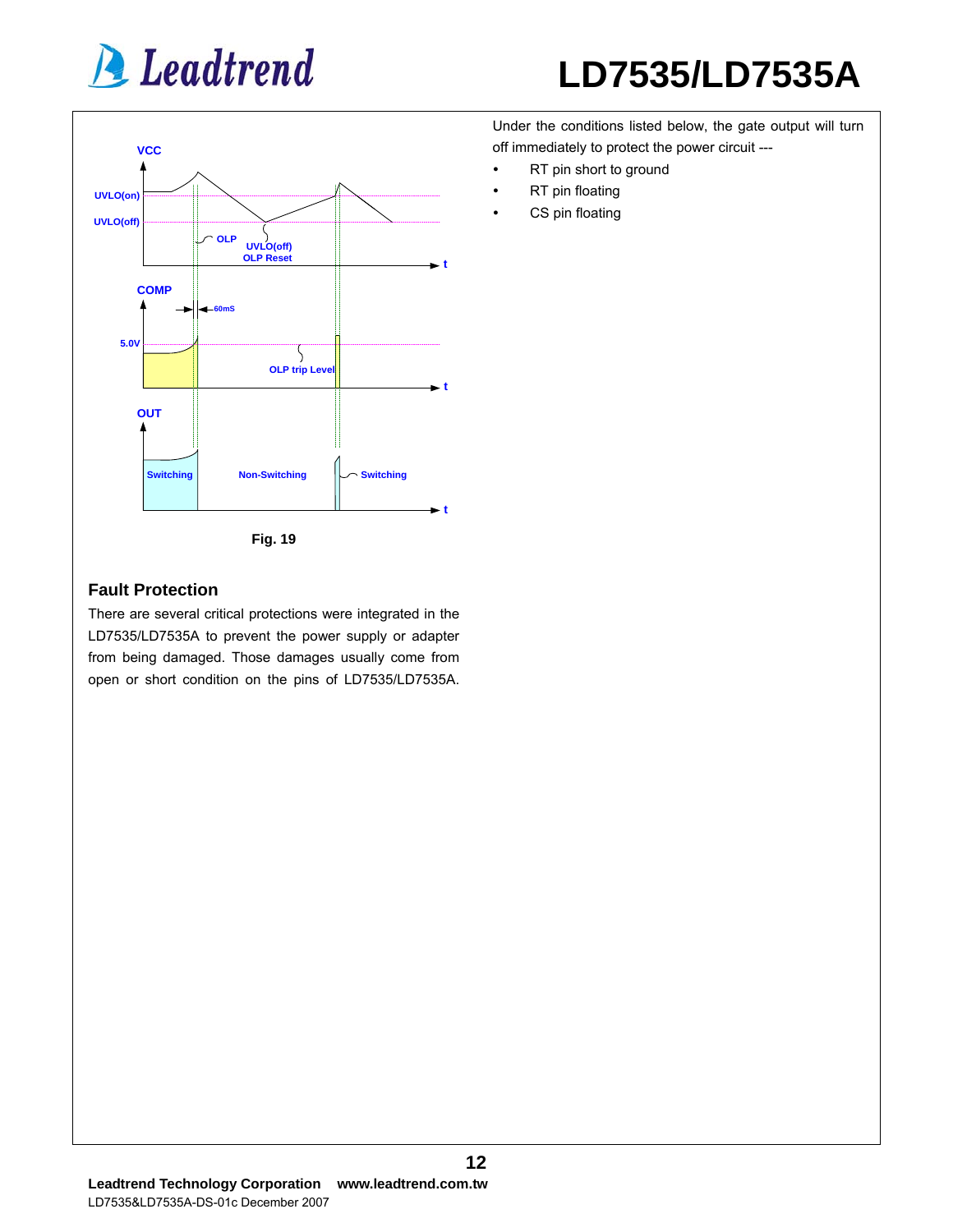Fig. 19

## Fault Protection

There are several critical protections were integrated in the LD7535/LD7535A to prevent the power supply or adapter from being damaged. Those damages usually come from open or short condition on the pins of LD7535/LD7535A.

Under the conditions listed below, the gate output will turn off immediately to protect the power circuit ---

- RT pin short to ground
- RT pin floating
- CS pin floating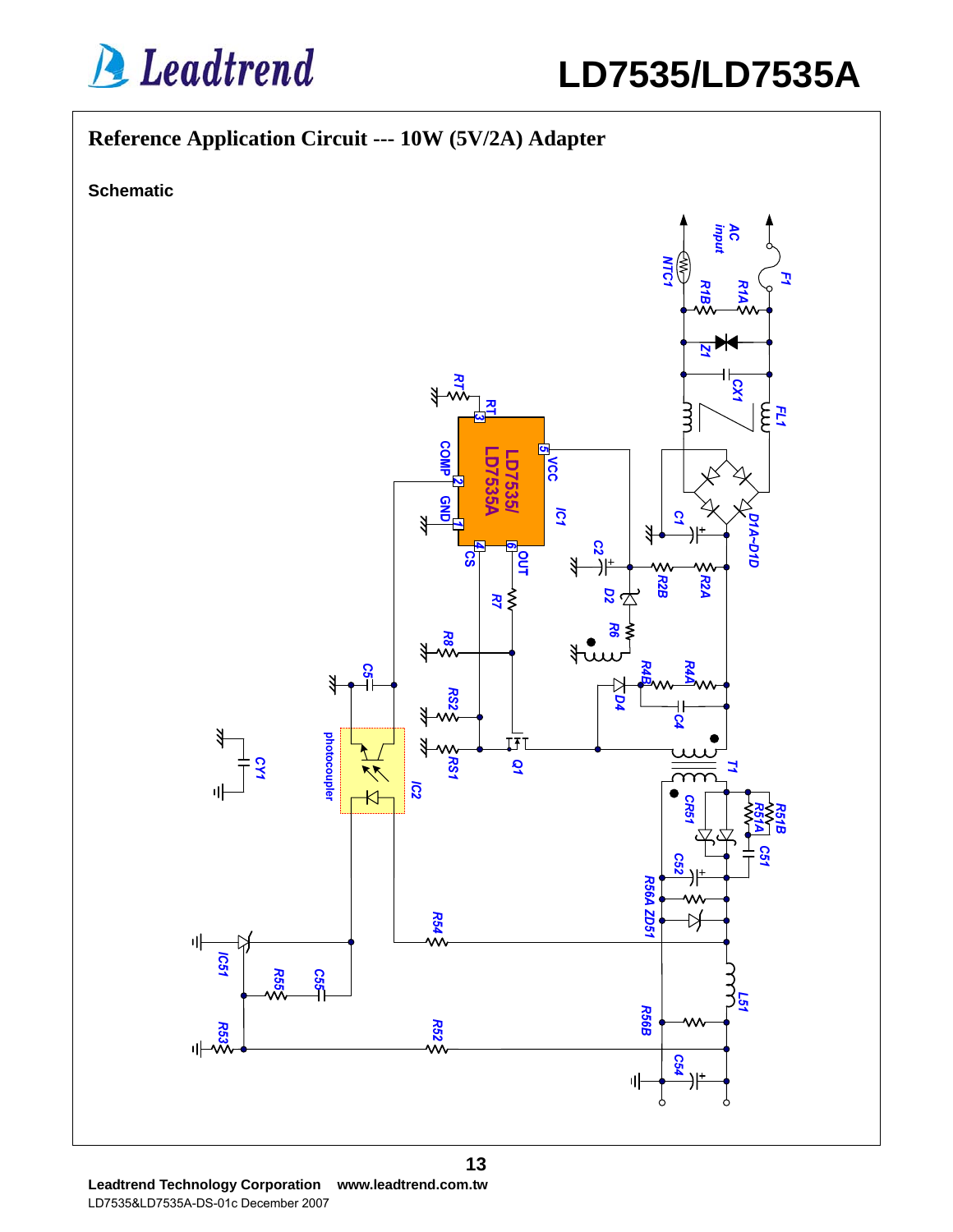## Reference Application Circuit --- 10W (5V/2A) Adapter

### Schematic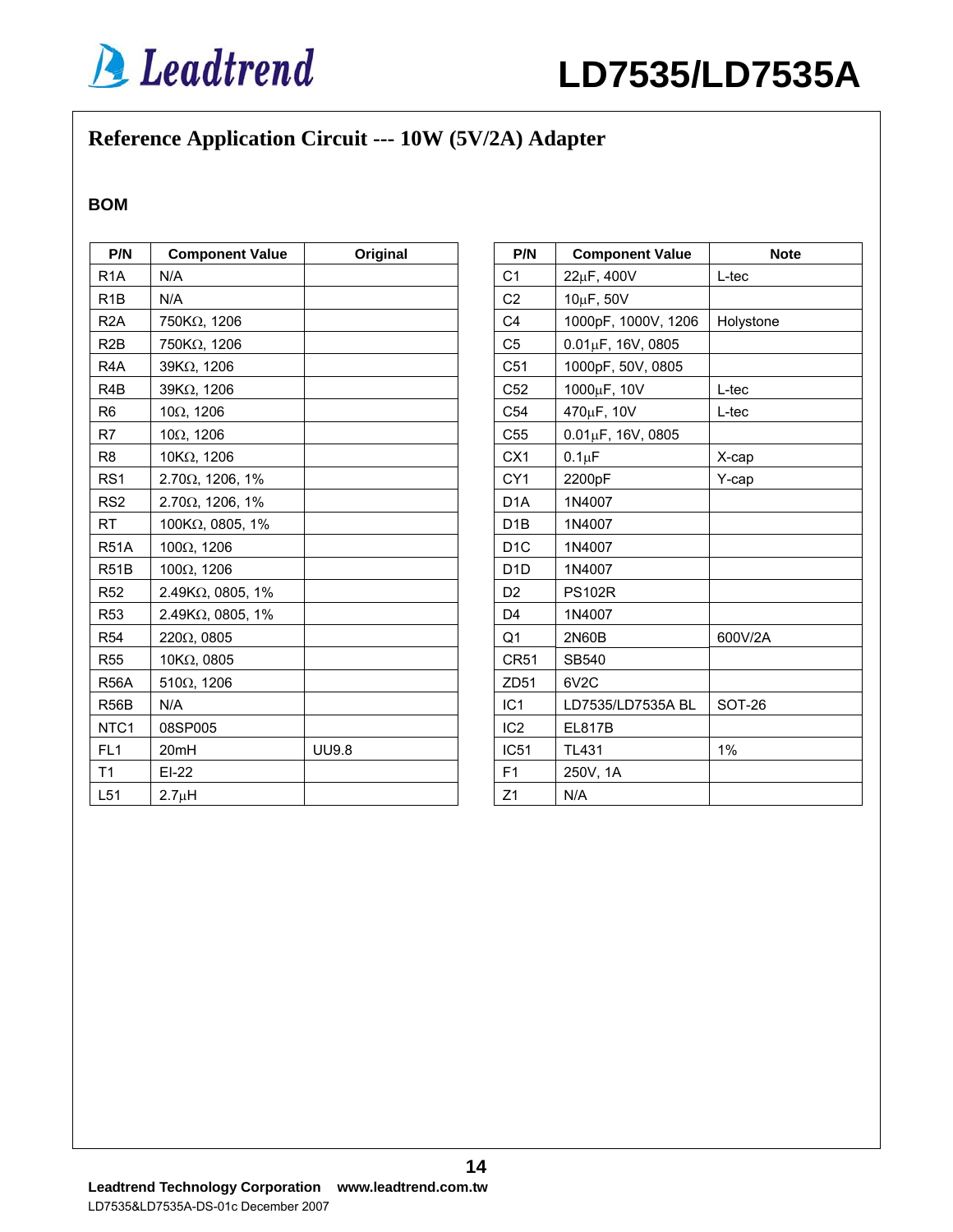## Reference Application Circuit --- 10W (5V/2A) Adapter

### BOM

| P/N | Component Value | Original |
|---|---|---|
| R1A | N/A | |
| R1B | N/A | |
| R2A | 750KΩ, 1206 | |
| R2B | 750KΩ, 1206 | |
| R4A | 39KΩ, 1206 | |
| R4B | 39KΩ, 1206 | |
| R6 | 10Ω, 1206 | |
| R7 | 10Ω, 1206 | |
| R8 | 10KΩ, 1206 | |
| RS1 | 2.70Ω, 1206, 1% | |
| RS2 | 2.70Ω, 1206, 1% | |
| RT | 100KΩ, 0805, 1% | |
| R51A | 100Ω, 1206 | |
| R51B | 100Ω, 1206 | |
| R52 | 2.49KΩ, 0805, 1% | |
| R53 | 2.49KΩ, 0805, 1% | |
| R54 | 220Ω, 0805 | |
| R55 | 10KΩ, 0805 | |
| R56A | 510Ω, 1206 | |
| R56B | N/A | |
| NTC1 | 08SP005 | |
| FL1 | 20mH | UU9.8 |
| T1 | EI-22 | |
| L51 | 2.7μH | |

| P/N | Component Value | Note |
|---|---|---|
| C1 | 22μF, 400V | L-tec |
| C2 | 10μF, 50V | |
| C4 | 1000pF, 1000V, 1206 | Holystone |
| C5 | 0.01μF, 16V, 0805 | |
| C51 | 1000pF, 50V, 0805 | |
| C52 | 1000μF, 10V | L-tec |
| C54 | 470μF, 10V | L-tec |
| C55 | 0.01μF, 16V, 0805 | |
| CX1 | 0.1μF | X-cap |
| CY1 | 2200pF | Y-cap |
| D1A | 1N4007 | |
| D1B | 1N4007 | |
| D1C | 1N4007 | |
| D1D | 1N4007 | |
| D2 | PS102R | |
| D4 | 1N4007 | |
| Q1 | 2N60B | 600V/2A |
| CR51 | SB540 | |
| ZD51 | 6V2C | |
| IC1 | LD7535/LD7535A BL | SOT-26 |
| IC2 | EL817B | |
| IC51 | TL431 | 1% |
| F1 | 250V, 1A | |
| Z1 | N/A | |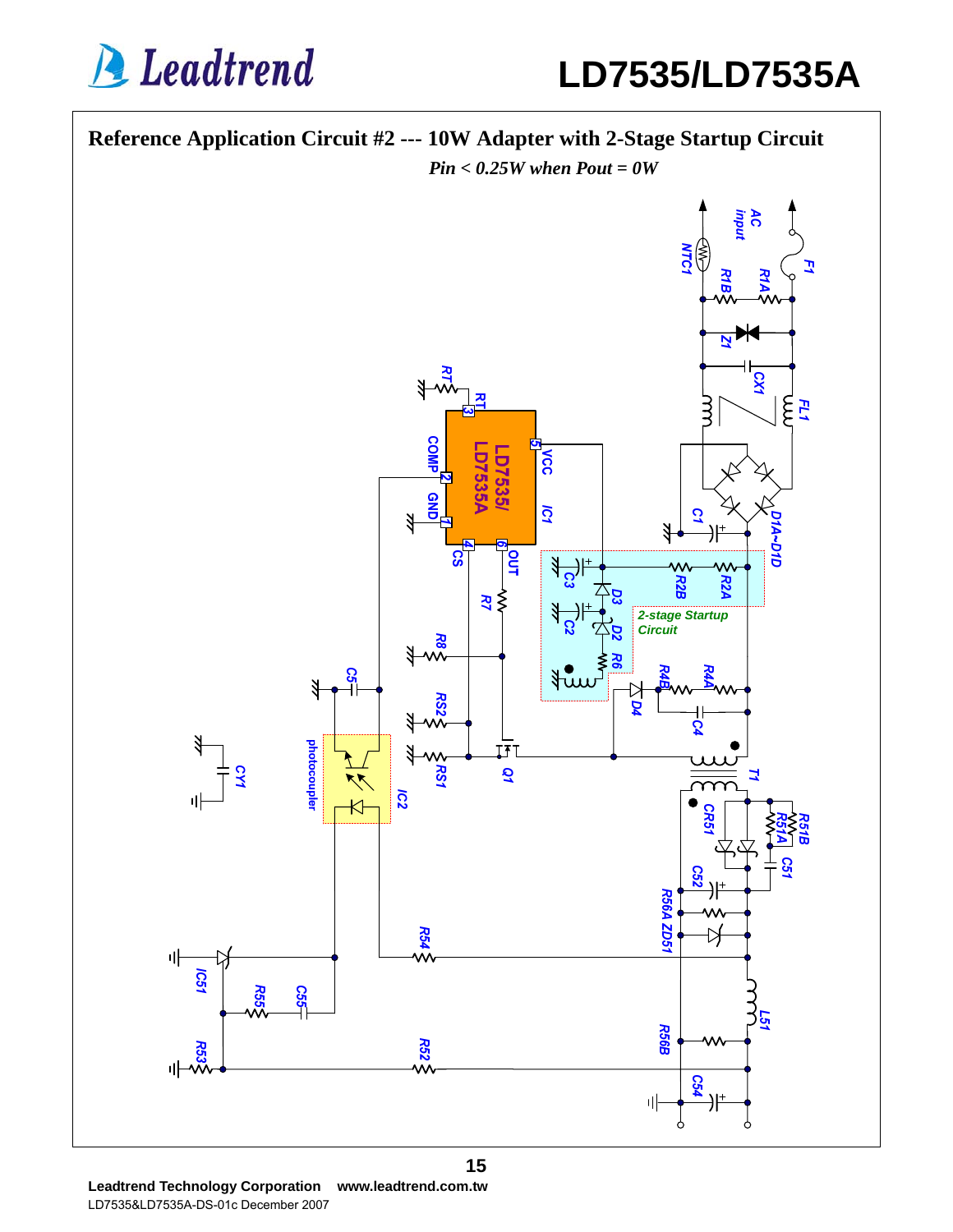## Reference Application Circuit #2 --- 10W Adapter with 2-Stage Startup Circuit

*Pin < 0.25W when Pout = 0W*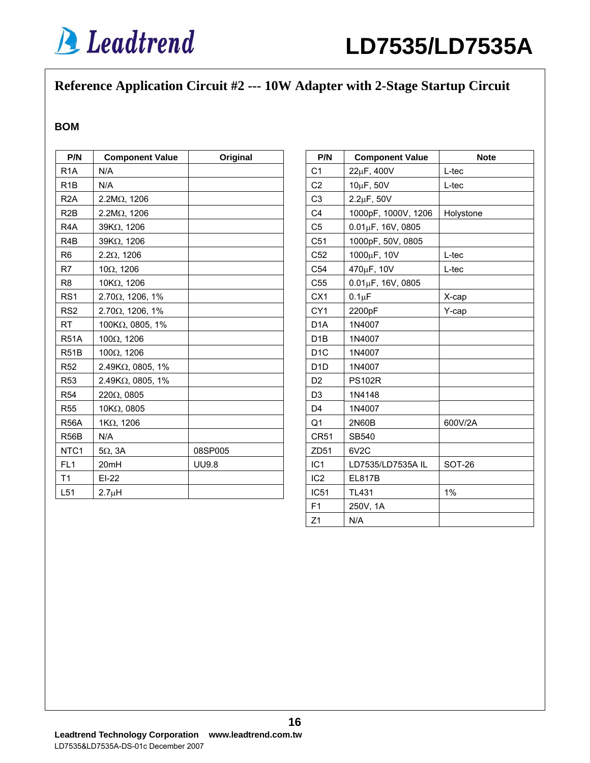## Reference Application Circuit #2 --- 10W Adapter with 2-Stage Startup Circuit

### BOM

| P/N | Component Value | Original |
|---|---|---|
| R1A | N/A | |
| R1B | N/A | |
| R2A | 2.2MΩ, 1206 | |
| R2B | 2.2MΩ, 1206 | |
| R4A | 39KΩ, 1206 | |
| R4B | 39KΩ, 1206 | |
| R6 | 2.2Ω, 1206 | |
| R7 | 10Ω, 1206 | |
| R8 | 10KΩ, 1206 | |
| RS1 | 2.70Ω, 1206, 1% | |
| RS2 | 2.70Ω, 1206, 1% | |
| RT | 100KΩ, 0805, 1% | |
| R51A | 100Ω, 1206 | |
| R51B | 100Ω, 1206 | |
| R52 | 2.49KΩ, 0805, 1% | |
| R53 | 2.49KΩ, 0805, 1% | |
| R54 | 220Ω, 0805 | |
| R55 | 10KΩ, 0805 | |
| R56A | 1KΩ, 1206 | |
| R56B | N/A | |
| NTC1 | 5Ω, 3A | 08SP005 |
| FL1 | 20mH | UU9.8 |
| T1 | EI-22 | |
| L51 | 2.7μH | |

| P/N | Component Value | Note |
|---|---|---|
| C1 | 22μF, 400V | L-tec |
| C2 | 10μF, 50V | L-tec |
| C3 | 2.2μF, 50V | |
| C4 | 1000pF, 1000V, 1206 | Holystone |
| C5 | 0.01μF, 16V, 0805 | |
| C51 | 1000pF, 50V, 0805 | |
| C52 | 1000μF, 10V | L-tec |
| C54 | 470μF, 10V | L-tec |
| C55 | 0.01μF, 16V, 0805 | |
| CX1 | 0.1μF | X-cap |
| CY1 | 2200pF | Y-cap |
| D1A | 1N4007 | |
| D1B | 1N4007 | |
| D1C | 1N4007 | |
| D1D | 1N4007 | |
| D2 | PS102R | |
| D3 | 1N4148 | |
| D4 | 1N4007 | |
| Q1 | 2N60B | 600V/2A |
| CR51 | SB540 | |
| ZD51 | 6V2C | |
| IC1 | LD7535/LD7535A IL | SOT-26 |
| IC2 | EL817B | |
| IC51 | TL431 | 1% |
| F1 | 250V, 1A | |
| Z1 | N/A | |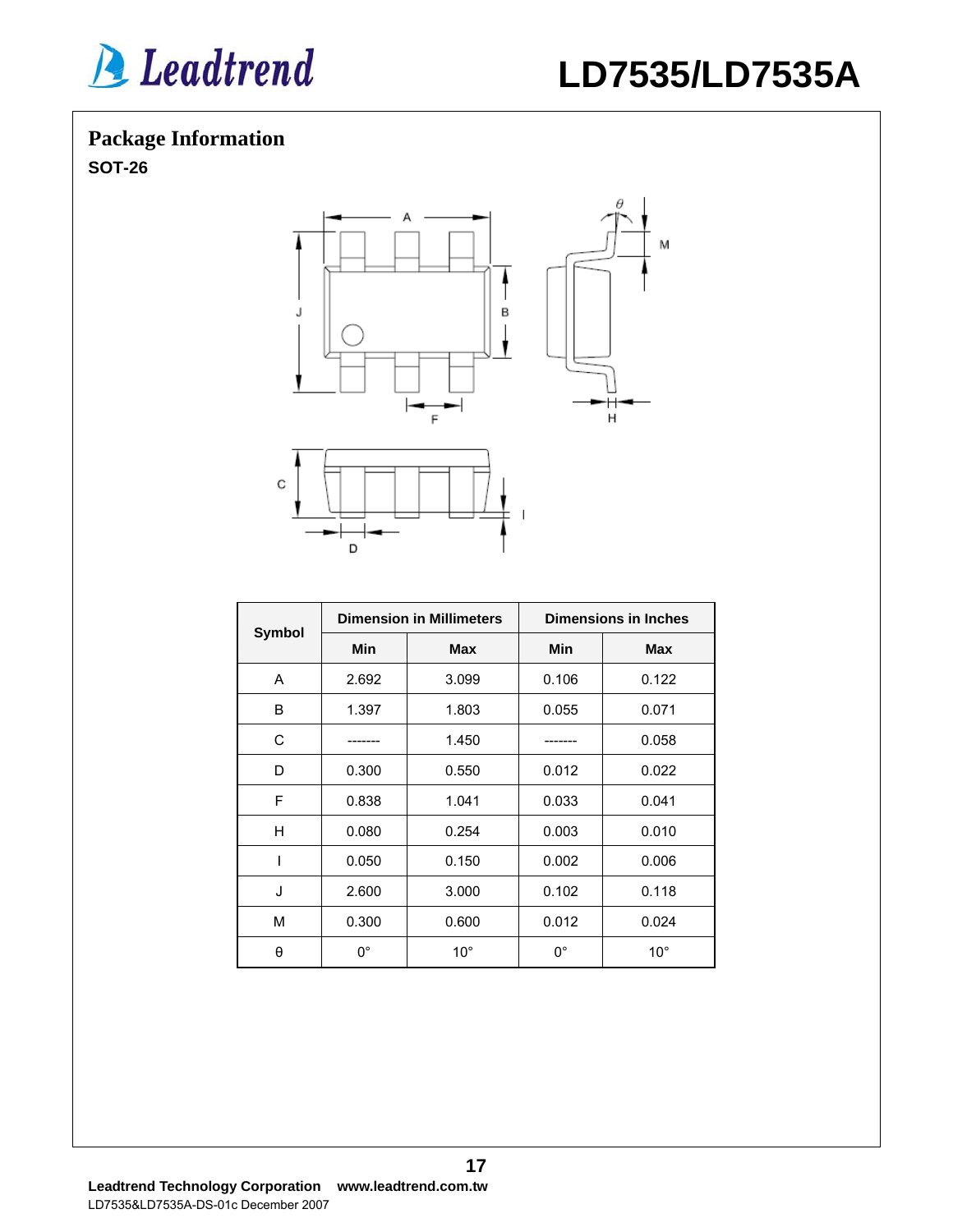## Package Information

**SOT-26**

| Symbol | Dimension in Millimeters | | Dimensions in Inches | |
|---|---|---|---|---|
| | Min | Max | Min | Max |
| A | 2.692 | 3.099 | 0.106 | 0.122 |
| B | 1.397 | 1.803 | 0.055 | 0.071 |
| C | ------- | 1.450 | ------- | 0.058 |
| D | 0.300 | 0.550 | 0.012 | 0.022 |
| F | 0.838 | 1.041 | 0.033 | 0.041 |
| H | 0.080 | 0.254 | 0.003 | 0.010 |
| I | 0.050 | 0.150 | 0.002 | 0.006 |
| J | 2.600 | 3.000 | 0.102 | 0.118 |
| M | 0.300 | 0.600 | 0.012 | 0.024 |
| θ | 0° | 10° | 0° | 10° |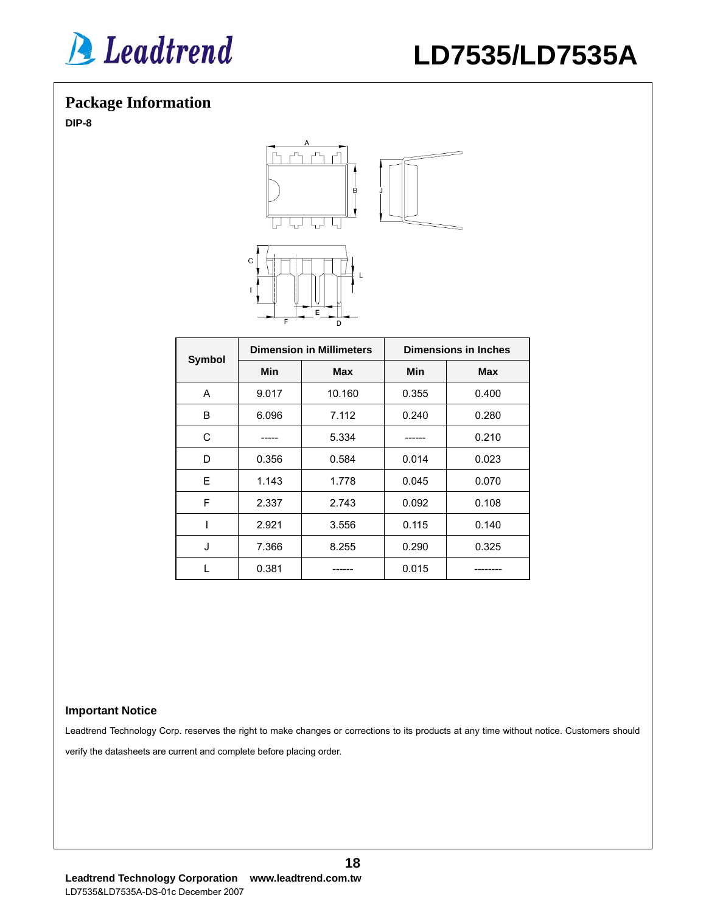## Package Information

**DIP-8**

| Symbol | Dimension in Millimeters | | Dimensions in Inches | |
|---|---|---|---|---|
| | Min | Max | Min | Max |
| A | 9.017 | 10.160 | 0.355 | 0.400 |
| B | 6.096 | 7.112 | 0.240 | 0.280 |
| C | ----- | 5.334 | ------ | 0.210 |
| D | 0.356 | 0.584 | 0.014 | 0.023 |
| E | 1.143 | 1.778 | 0.045 | 0.070 |
| F | 2.337 | 2.743 | 0.092 | 0.108 |
| I | 2.921 | 3.556 | 0.115 | 0.140 |
| J | 7.366 | 8.255 | 0.290 | 0.325 |
| L | 0.381 | ------ | 0.015 | -------- |

**Important Notice**

Leadtrend Technology Corp. reserves the right to make changes or corrections to its products at any time without notice. Customers should verify the datasheets are current and complete before placing order.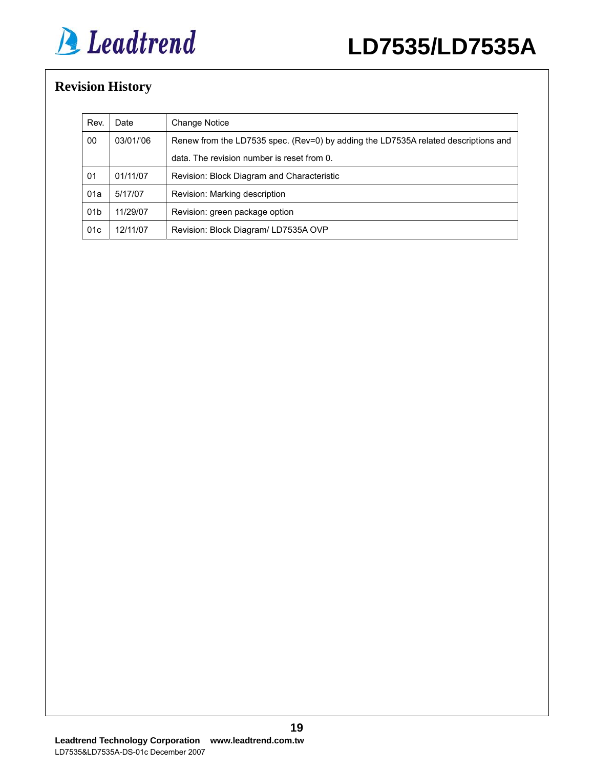## Revision History

| Rev. | Date | Change Notice |
|---|---|---|
| 00 | 03/01/'06 | Renew from the LD7535 spec. (Rev=0) by adding the LD7535A related descriptions and data. The revision number is reset from 0. |
| 01 | 01/11/07 | Revision: Block Diagram and Characteristic |
| 01a | 5/17/07 | Revision: Marking description |
| 01b | 11/29/07 | Revision: green package option |
| 01c | 12/11/07 | Revision: Block Diagram/ LD7535A OVP |